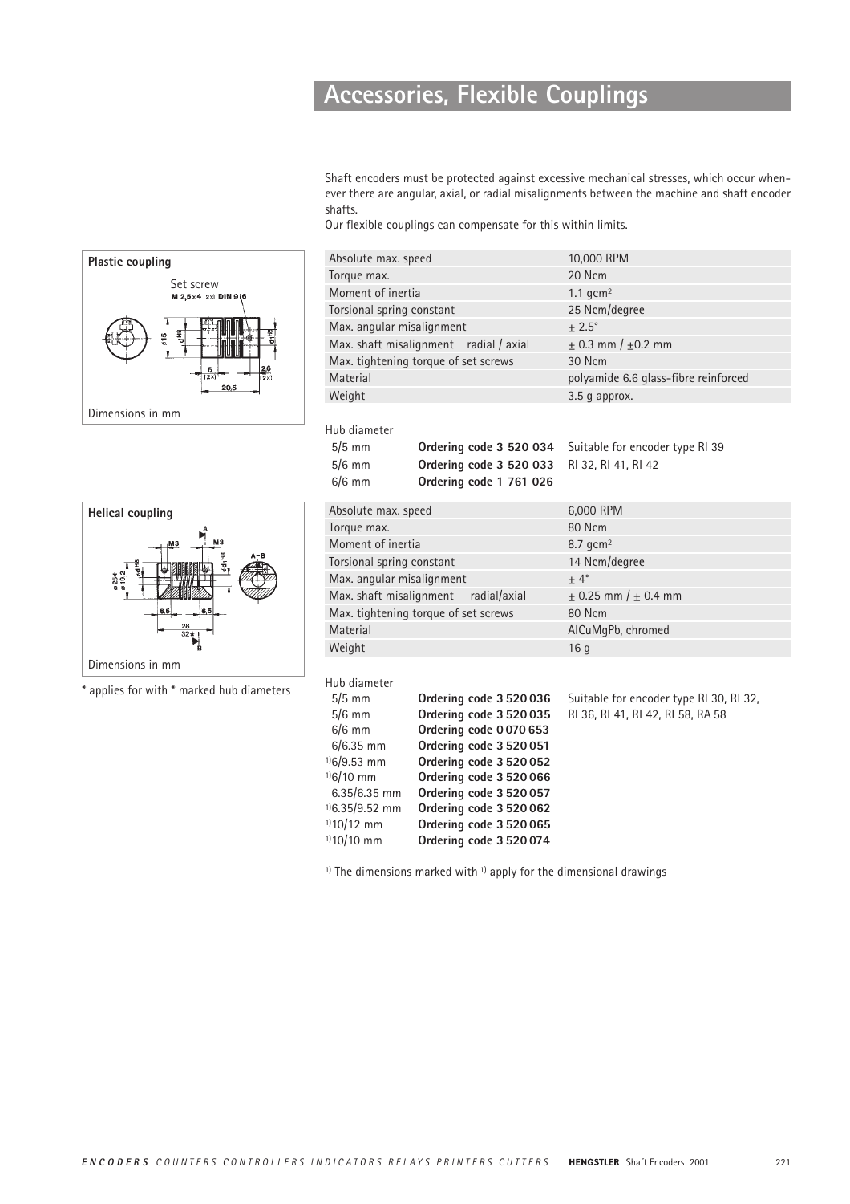# Accessories, Flexible Couplings

Shaft encoders must be protected against excessive mechanical stresses, which occur whenever there are angular, axial, or radial misalignments between the machine and shaft encoder shafts.
Our flexible couplings can compensate for this within limits.

**Plastic coupling**

Set screw
M 2,5×4 (2×) DIN 916

Dimensions in mm

| | |
|---|---|
| Absolute max. speed | 10,000 RPM |
| Torque max. | 20 Ncm |
| Moment of inertia | 1.1 gcm² |
| Torsional spring constant | 25 Ncm/degree |
| Max. angular misalignment | ± 2.5° |
| Max. shaft misalignment radial / axial | ± 0.3 mm / ±0.2 mm |
| Max. tightening torque of set screws | 30 Ncm |
| Material | polyamide 6.6 glass-fibre reinforced |
| Weight | 3.5 g approx. |

Hub diameter

| | | |
|---|---|---|
| 5/5 mm | **Ordering code 3 520 034** | Suitable for encoder type RI 39 |
| 5/6 mm | **Ordering code 3 520 033** | RI 32, RI 41, RI 42 |
| 6/6 mm | **Ordering code 1 761 026** | |

**Helical coupling**

Dimensions in mm

\* applies for with \* marked hub diameters

| | |
|---|---|
| Absolute max. speed | 6,000 RPM |
| Torque max. | 80 Ncm |
| Moment of inertia | 8.7 gcm² |
| Torsional spring constant | 14 Ncm/degree |
| Max. angular misalignment | ± 4° |
| Max. shaft misalignment radial/axial | ± 0.25 mm / ± 0.4 mm |
| Max. tightening torque of set screws | 80 Ncm |
| Material | AlCuMgPb, chromed |
| Weight | 16 g |

Hub diameter

| | | |
|---|---|---|
| 5/5 mm | **Ordering code 3 520 036** | Suitable for encoder type RI 30, RI 32, RI 36, RI 41, RI 42, RI 58, RA 58 |
| 5/6 mm | **Ordering code 3 520 035** | |
| 6/6 mm | **Ordering code 0 070 653** | |
| 6/6.35 mm | **Ordering code 3 520 051** | |
| [1]6/9.53 mm | **Ordering code 3 520 052** | |
| [1]6/10 mm | **Ordering code 3 520 066** | |
| 6.35/6.35 mm | **Ordering code 3 520 057** | |
| [1]6.35/9.52 mm | **Ordering code 3 520 062** | |
| [1]10/12 mm | **Ordering code 3 520 065** | |
| [1]10/10 mm | **Ordering code 3 520 074** | |

[1] The dimensions marked with [1] apply for the dimensional drawings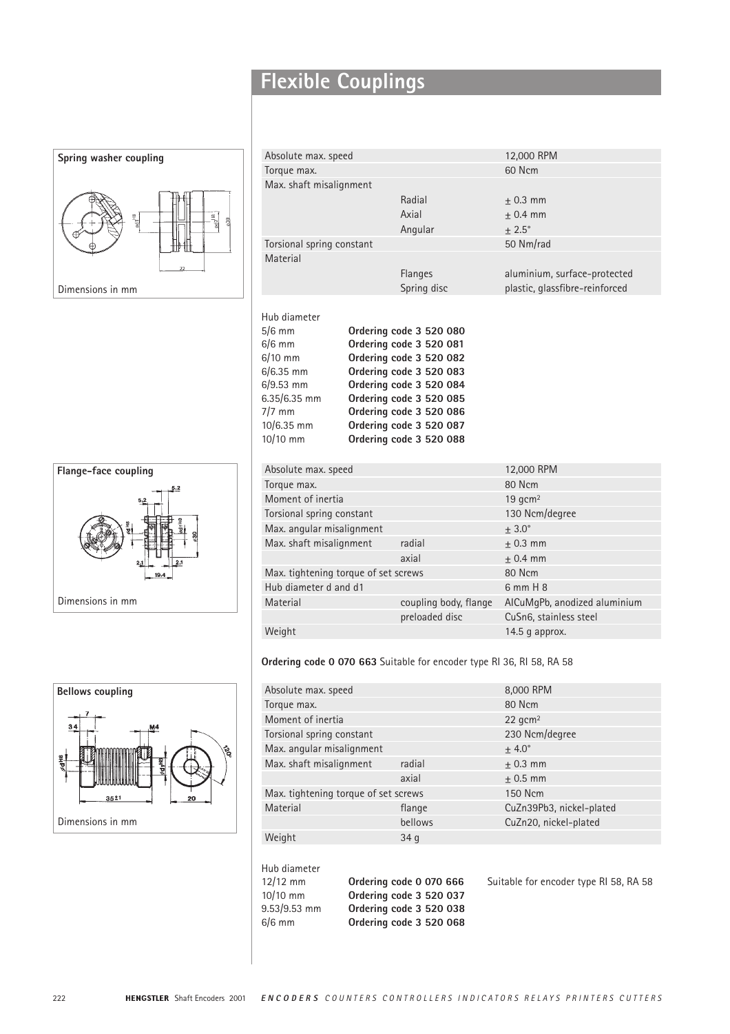# Flexible Couplings

**Spring washer coupling**

Dimensions in mm

| | | |
|---|---|---|
| Absolute max. speed | | 12,000 RPM |
| Torque max. | | 60 Ncm |
| Max. shaft misalignment | | |
| | Radial | ± 0.3 mm |
| | Axial | ± 0.4 mm |
| | Angular | ± 2.5° |
| Torsional spring constant | | 50 Nm/rad |
| Material | | |
| | Flanges | aluminium, surface-protected |
| | Spring disc | plastic, glassfibre-reinforced |

Hub diameter

| | |
|---|---|
| 5/6 mm | **Ordering code 3 520 080** |
| 6/6 mm | **Ordering code 3 520 081** |
| 6/10 mm | **Ordering code 3 520 082** |
| 6/6.35 mm | **Ordering code 3 520 083** |
| 6/9.53 mm | **Ordering code 3 520 084** |
| 6.35/6.35 mm | **Ordering code 3 520 085** |
| 7/7 mm | **Ordering code 3 520 086** |
| 10/6.35 mm | **Ordering code 3 520 087** |
| 10/10 mm | **Ordering code 3 520 088** |

**Flange-face coupling**

Dimensions in mm

| | | |
|---|---|---|
| Absolute max. speed | | 12,000 RPM |
| Torque max. | | 80 Ncm |
| Moment of inertia | | 19 gcm² |
| Torsional spring constant | | 130 Ncm/degree |
| Max. angular misalignment | | ± 3.0° |
| Max. shaft misalignment | radial | ± 0.3 mm |
| | axial | ± 0.4 mm |
| Max. tightening torque of set screws | | 80 Ncm |
| Hub diameter d and d1 | | 6 mm H 8 |
| Material | coupling body, flange | AlCuMgPb, anodized aluminium |
| | preloaded disc | CuSn6, stainless steel |
| Weight | | 14.5 g approx. |

**Ordering code 0 070 663** Suitable for encoder type RI 36, RI 58, RA 58

**Bellows coupling**

Dimensions in mm

| | | |
|---|---|---|
| Absolute max. speed | | 8,000 RPM |
| Torque max. | | 80 Ncm |
| Moment of inertia | | 22 gcm² |
| Torsional spring constant | | 230 Ncm/degree |
| Max. angular misalignment | | ± 4.0° |
| Max. shaft misalignment | radial | ± 0.3 mm |
| | axial | ± 0.5 mm |
| Max. tightening torque of set screws | | 150 Ncm |
| Material | flange | CuZn39Pb3, nickel-plated |
| | bellows | CuZn20, nickel-plated |
| Weight | 34 g | |

Hub diameter

| | | |
|---|---|---|
| 12/12 mm | **Ordering code 0 070 666** | Suitable for encoder type RI 58, RA 58 |
| 10/10 mm | **Ordering code 3 520 037** | |
| 9.53/9.53 mm | **Ordering code 3 520 038** | |
| 6/6 mm | **Ordering code 3 520 068** | |